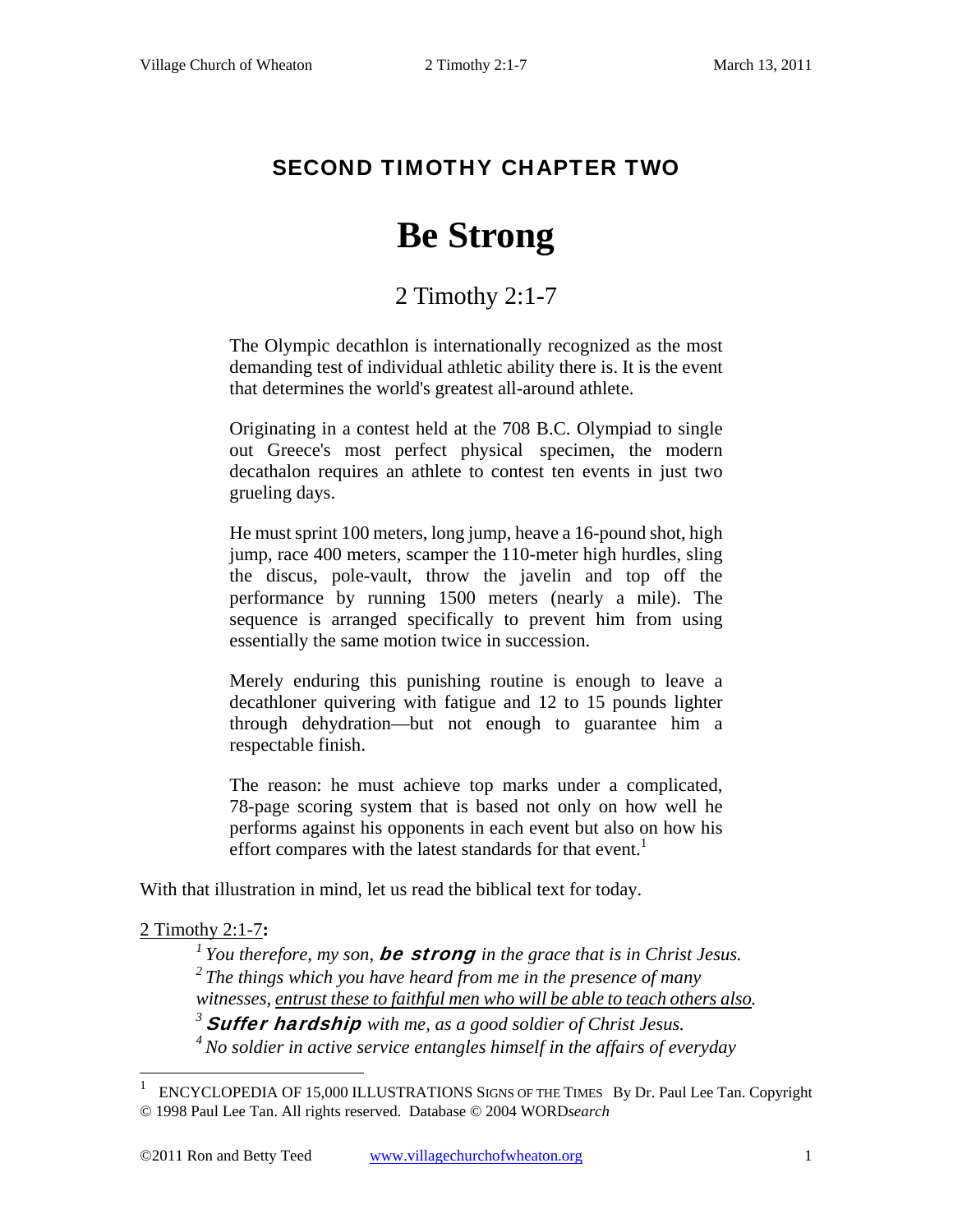## SECOND TIMOTHY CHAPTER TWO

# Be Strong

## 2 Timothy 2:1-7

> The Olympic decathlon is internationally recognized as the most demanding test of individual athletic ability there is. It is the event that determines the world's greatest all-around athlete.
>
> Originating in a contest held at the 708 B.C. Olympiad to single out Greece's most perfect physical specimen, the modern decathalon requires an athlete to contest ten events in just two grueling days.
>
> He must sprint 100 meters, long jump, heave a 16-pound shot, high jump, race 400 meters, scamper the 110-meter high hurdles, sling the discus, pole-vault, throw the javelin and top off the performance by running 1500 meters (nearly a mile). The sequence is arranged specifically to prevent him from using essentially the same motion twice in succession.
>
> Merely enduring this punishing routine is enough to leave a decathloner quivering with fatigue and 12 to 15 pounds lighter through dehydration—but not enough to guarantee him a respectable finish.
>
> The reason: he must achieve top marks under a complicated, 78-page scoring system that is based not only on how well he performs against his opponents in each event but also on how his effort compares with the latest standards for that event.[1]

With that illustration in mind, let us read the biblical text for today.

<u>2 Timothy 2:1-7</u>**:**

> *[1] You therefore, my son,* ***be strong*** *in the grace that is in Christ Jesus.*
> *[2] The things which you have heard from me in the presence of many witnesses, <u>entrust these to faithful men who will be able to teach others also</u>.*
> *[3]* ***Suffer hardship*** *with me, as a good soldier of Christ Jesus.*
> *[4] No soldier in active service entangles himself in the affairs of everyday*

---

[1] ENCYCLOPEDIA OF 15,000 ILLUSTRATIONS SIGNS OF THE TIMES By Dr. Paul Lee Tan. Copyright © 1998 Paul Lee Tan. All rights reserved. Database © 2004 WORD*search*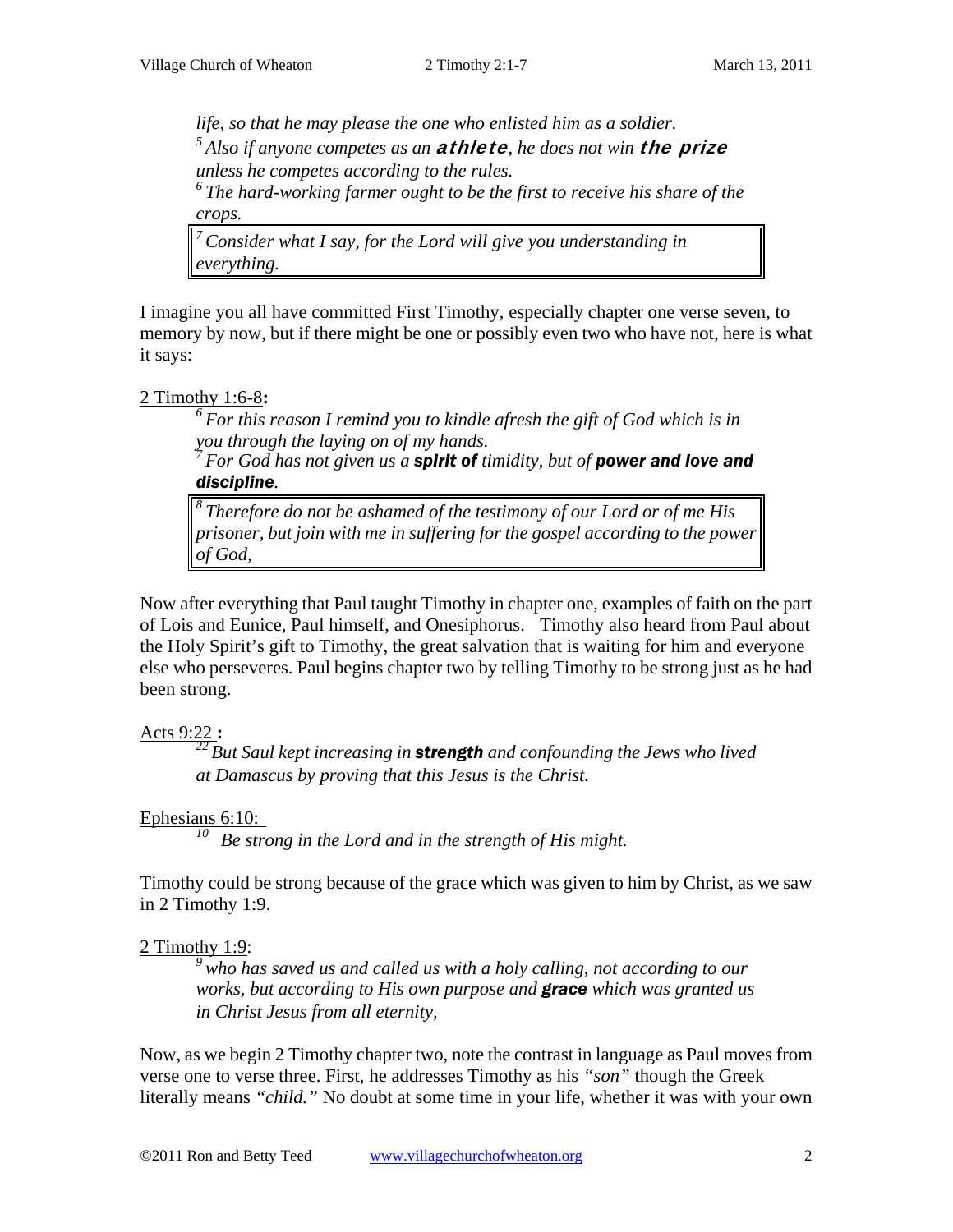*life, so that he may please the one who enlisted him as a soldier.*
[5] *Also if anyone competes as an* ***athlete****, he does not win* ***the prize*** *unless he competes according to the rules.*
[6] *The hard-working farmer ought to be the first to receive his share of the crops.*

> [7] *Consider what I say, for the Lord will give you understanding in everything.*

I imagine you all have committed First Timothy, especially chapter one verse seven, to memory by now, but if there might be one or possibly even two who have not, here is what it says:

2 Timothy 1:6-8**:**

[6] *For this reason I remind you to kindle afresh the gift of God which is in you through the laying on of my hands.*
[7] *For God has not given us a* ***spirit of*** *timidity, but of* ***power and love and discipline****.*

> [8] *Therefore do not be ashamed of the testimony of our Lord or of me His prisoner, but join with me in suffering for the gospel according to the power of God,*

Now after everything that Paul taught Timothy in chapter one, examples of faith on the part of Lois and Eunice, Paul himself, and Onesiphorus. Timothy also heard from Paul about the Holy Spirit's gift to Timothy, the great salvation that is waiting for him and everyone else who perseveres. Paul begins chapter two by telling Timothy to be strong just as he had been strong.

Acts 9:22 **:**

[22] *But Saul kept increasing in* ***strength*** *and confounding the Jews who lived at Damascus by proving that this Jesus is the Christ.*

Ephesians 6:10:

[10] *Be strong in the Lord and in the strength of His might.*

Timothy could be strong because of the grace which was given to him by Christ, as we saw in 2 Timothy 1:9.

2 Timothy 1:9:

[9] *who has saved us and called us with a holy calling, not according to our works, but according to His own purpose and* ***grace*** *which was granted us in Christ Jesus from all eternity,*

Now, as we begin 2 Timothy chapter two, note the contrast in language as Paul moves from verse one to verse three. First, he addresses Timothy as his *"son"* though the Greek literally means *"child."* No doubt at some time in your life, whether it was with your own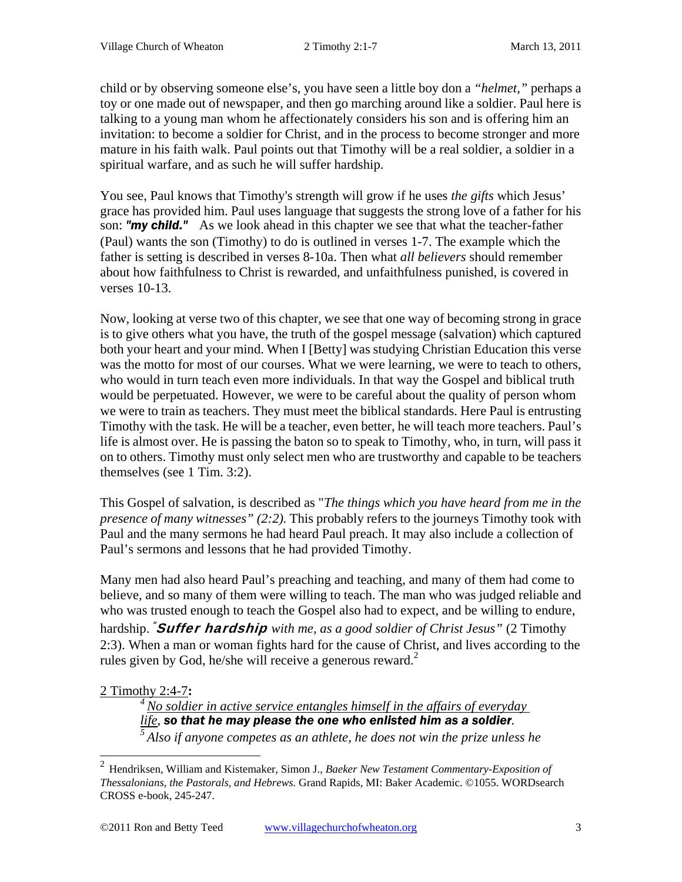child or by observing someone else's, you have seen a little boy don a *"helmet,"* perhaps a toy or one made out of newspaper, and then go marching around like a soldier. Paul here is talking to a young man whom he affectionately considers his son and is offering him an invitation: to become a soldier for Christ, and in the process to become stronger and more mature in his faith walk. Paul points out that Timothy will be a real soldier, a soldier in a spiritual warfare, and as such he will suffer hardship.

You see, Paul knows that Timothy's strength will grow if he uses *the gifts* which Jesus' grace has provided him. Paul uses language that suggests the strong love of a father for his son: ***"my child."*** As we look ahead in this chapter we see that what the teacher-father (Paul) wants the son (Timothy) to do is outlined in verses 1-7. The example which the father is setting is described in verses 8-10a. Then what *all believers* should remember about how faithfulness to Christ is rewarded, and unfaithfulness punished, is covered in verses 10-13.

Now, looking at verse two of this chapter, we see that one way of becoming strong in grace is to give others what you have, the truth of the gospel message (salvation) which captured both your heart and your mind. When I [Betty] was studying Christian Education this verse was the motto for most of our courses. What we were learning, we were to teach to others, who would in turn teach even more individuals. In that way the Gospel and biblical truth would be perpetuated. However, we were to be careful about the quality of person whom we were to train as teachers. They must meet the biblical standards. Here Paul is entrusting Timothy with the task. He will be a teacher, even better, he will teach more teachers. Paul's life is almost over. He is passing the baton so to speak to Timothy, who, in turn, will pass it on to others. Timothy must only select men who are trustworthy and capable to be teachers themselves (see 1 Tim. 3:2).

This Gospel of salvation, is described as "*The things which you have heard from me in the presence of many witnesses" (2:2).* This probably refers to the journeys Timothy took with Paul and the many sermons he had heard Paul preach. It may also include a collection of Paul's sermons and lessons that he had provided Timothy.

Many men had also heard Paul's preaching and teaching, and many of them had come to believe, and so many of them were willing to teach. The man who was judged reliable and who was trusted enough to teach the Gospel also had to expect, and be willing to endure, hardship. *"**Suffer hardship** with me, as a good soldier of Christ Jesus"* (2 Timothy 2:3). When a man or woman fights hard for the cause of Christ, and lives according to the rules given by God, he/she will receive a generous reward.[2]

2 Timothy 2:4-7**:**

> [4] *No soldier in active service entangles himself in the affairs of everyday life*, ***so that he may please the one who enlisted him as a soldier***.
> [5] *Also if anyone competes as an athlete, he does not win the prize unless he*

---

[2] Hendriksen, William and Kistemaker, Simon J., *Baeker New Testament Commentary-Exposition of Thessalonians, the Pastorals, and Hebrews.* Grand Rapids, MI: Baker Academic. ©1055. WORDsearch CROSS e-book, 245-247.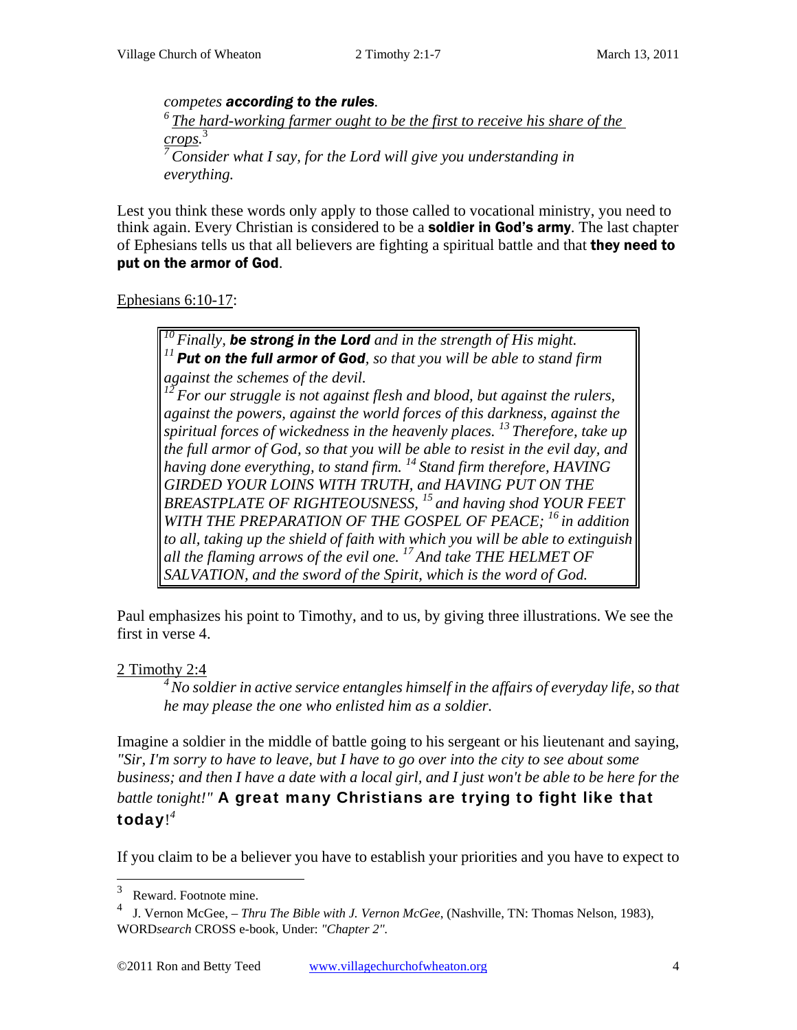*competes **according to the rules**.*
*[6] <u>The hard-working farmer ought to be the first to receive his share of the crops.</u>*[3]
*[7] Consider what I say, for the Lord will give you understanding in everything.*

Lest you think these words only apply to those called to vocational ministry, you need to think again. Every Christian is considered to be a **soldier in God's army**. The last chapter of Ephesians tells us that all believers are fighting a spiritual battle and that **they need to put on the armor of God**.

<u>Ephesians 6:10-17</u>:

> *[10] Finally, **be strong in the Lord** and in the strength of His might.*
> *[11] **Put on the full armor of God**, so that you will be able to stand firm against the schemes of the devil.*
> *[12] For our struggle is not against flesh and blood, but against the rulers, against the powers, against the world forces of this darkness, against the spiritual forces of wickedness in the heavenly places. [13] Therefore, take up the full armor of God, so that you will be able to resist in the evil day, and having done everything, to stand firm. [14] Stand firm therefore, HAVING GIRDED YOUR LOINS WITH TRUTH, and HAVING PUT ON THE BREASTPLATE OF RIGHTEOUSNESS, [15] and having shod YOUR FEET WITH THE PREPARATION OF THE GOSPEL OF PEACE; [16] in addition to all, taking up the shield of faith with which you will be able to extinguish all the flaming arrows of the evil one. [17] And take THE HELMET OF SALVATION, and the sword of the Spirit, which is the word of God.*

Paul emphasizes his point to Timothy, and to us, by giving three illustrations. We see the first in verse 4.

<u>2 Timothy 2:4</u>
*[4] No soldier in active service entangles himself in the affairs of everyday life, so that he may please the one who enlisted him as a soldier.*

Imagine a soldier in the middle of battle going to his sergeant or his lieutenant and saying, *"Sir, I'm sorry to have to leave, but I have to go over into the city to see about some business; and then I have a date with a local girl, and I just won't be able to be here for the battle tonight!"* **A great many Christians are trying to fight like that today**![4]

If you claim to be a believer you have to establish your priorities and you have to expect to

---

[3] Reward. Footnote mine.

[4] J. Vernon McGee, – *Thru The Bible with J. Vernon McGee*, (Nashville, TN: Thomas Nelson, 1983), WORD*search* CROSS e-book, Under: *"Chapter 2"*.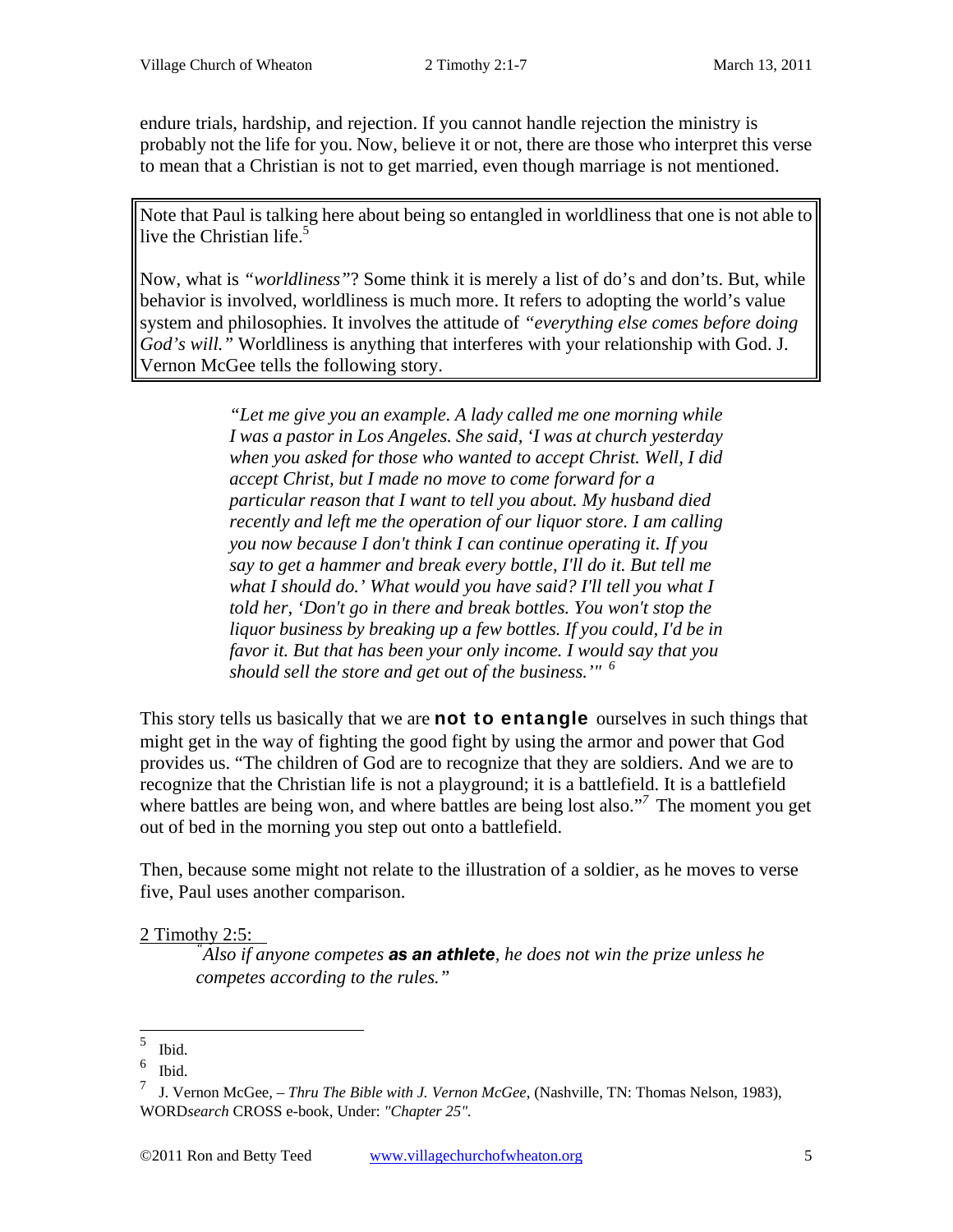endure trials, hardship, and rejection. If you cannot handle rejection the ministry is probably not the life for you. Now, believe it or not, there are those who interpret this verse to mean that a Christian is not to get married, even though marriage is not mentioned.

Note that Paul is talking here about being so entangled in worldliness that one is not able to live the Christian life.[5]

Now, what is *"worldliness"*? Some think it is merely a list of do's and don'ts. But, while behavior is involved, worldliness is much more. It refers to adopting the world's value system and philosophies. It involves the attitude of *"everything else comes before doing God's will."* Worldliness is anything that interferes with your relationship with God. J. Vernon McGee tells the following story.

> *"Let me give you an example. A lady called me one morning while I was a pastor in Los Angeles. She said, 'I was at church yesterday when you asked for those who wanted to accept Christ. Well, I did accept Christ, but I made no move to come forward for a particular reason that I want to tell you about. My husband died recently and left me the operation of our liquor store. I am calling you now because I don't think I can continue operating it. If you say to get a hammer and break every bottle, I'll do it. But tell me what I should do.' What would you have said? I'll tell you what I told her, 'Don't go in there and break bottles. You won't stop the liquor business by breaking up a few bottles. If you could, I'd be in favor of it. But that has been your only income. I would say that you should sell the store and get out of the business.'"* [6]

This story tells us basically that we are **not to entangle** ourselves in such things that might get in the way of fighting the good fight by using the armor and power that God provides us. "The children of God are to recognize that they are soldiers. And we are to recognize that the Christian life is not a playground; it is a battlefield. It is a battlefield where battles are being won, and where battles are being lost also."[7] The moment you get out of bed in the morning you step out onto a battlefield.

Then, because some might not relate to the illustration of a soldier, as he moves to verse five, Paul uses another comparison.

2 Timothy 2:5:

> *"Also if anyone competes **as an athlete**, he does not win the prize unless he competes according to the rules."*

---

[5] Ibid.

[6] Ibid.

[7] J. Vernon McGee, – *Thru The Bible with J. Vernon McGee*, (Nashville, TN: Thomas Nelson, 1983), WORD*search* CROSS e-book, Under: *"Chapter 25"*.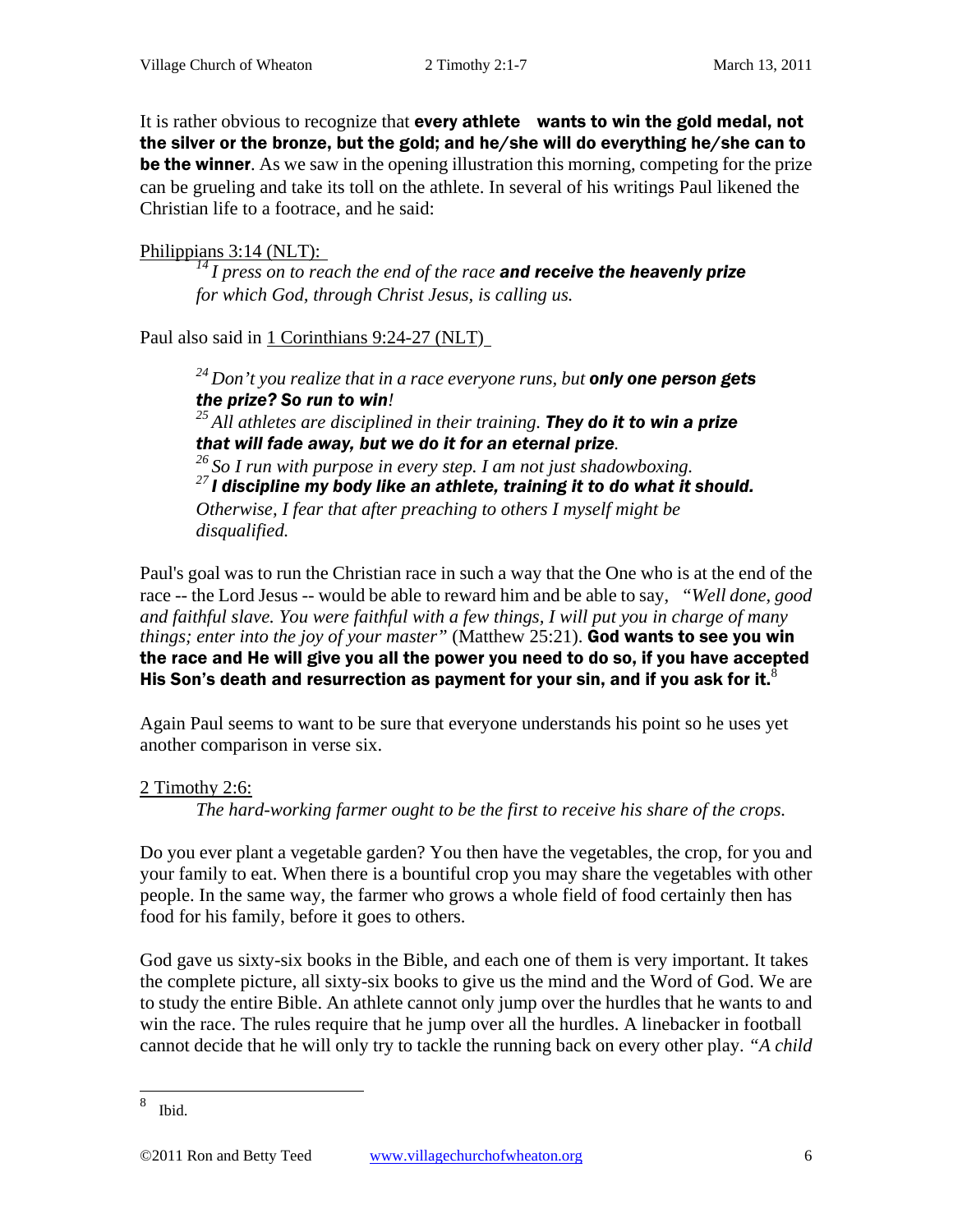It is rather obvious to recognize that **every athlete wants to win the gold medal, not the silver or the bronze, but the gold; and he/she will do everything he/she can to be the winner**. As we saw in the opening illustration this morning, competing for the prize can be grueling and take its toll on the athlete. In several of his writings Paul likened the Christian life to a footrace, and he said:

Philippians 3:14 (NLT):

> [14] *I press on to reach the end of the race* ***and receive the heavenly prize*** *for which God, through Christ Jesus, is calling us.*

Paul also said in 1 Corinthians 9:24-27 (NLT)

> [24] *Don't you realize that in a race everyone runs, but* ***only one person gets the prize? So run to win!***
> [25] *All athletes are disciplined in their training.* ***They do it to win a prize that will fade away, but we do it for an eternal prize.***
> [26] *So I run with purpose in every step. I am not just shadowboxing.*
> [27] ***I discipline my body like an athlete, training it to do what it should.*** *Otherwise, I fear that after preaching to others I myself might be disqualified.*

Paul's goal was to run the Christian race in such a way that the One who is at the end of the race -- the Lord Jesus -- would be able to reward him and be able to say, *"Well done, good and faithful slave. You were faithful with a few things, I will put you in charge of many things; enter into the joy of your master"* (Matthew 25:21). **God wants to see you win the race and He will give you all the power you need to do so, if you have accepted His Son's death and resurrection as payment for your sin, and if you ask for it.**[8]

Again Paul seems to want to be sure that everyone understands his point so he uses yet another comparison in verse six.

2 Timothy 2:6:

> *The hard-working farmer ought to be the first to receive his share of the crops.*

Do you ever plant a vegetable garden? You then have the vegetables, the crop, for you and your family to eat. When there is a bountiful crop you may share the vegetables with other people. In the same way, the farmer who grows a whole field of food certainly then has food for his family, before it goes to others.

God gave us sixty-six books in the Bible, and each one of them is very important. It takes the complete picture, all sixty-six books to give us the mind and the Word of God. We are to study the entire Bible. An athlete cannot only jump over the hurdles that he wants to and win the race. The rules require that he jump over all the hurdles. A linebacker in football cannot decide that he will only try to tackle the running back on every other play. *"A child*

---

[8] Ibid.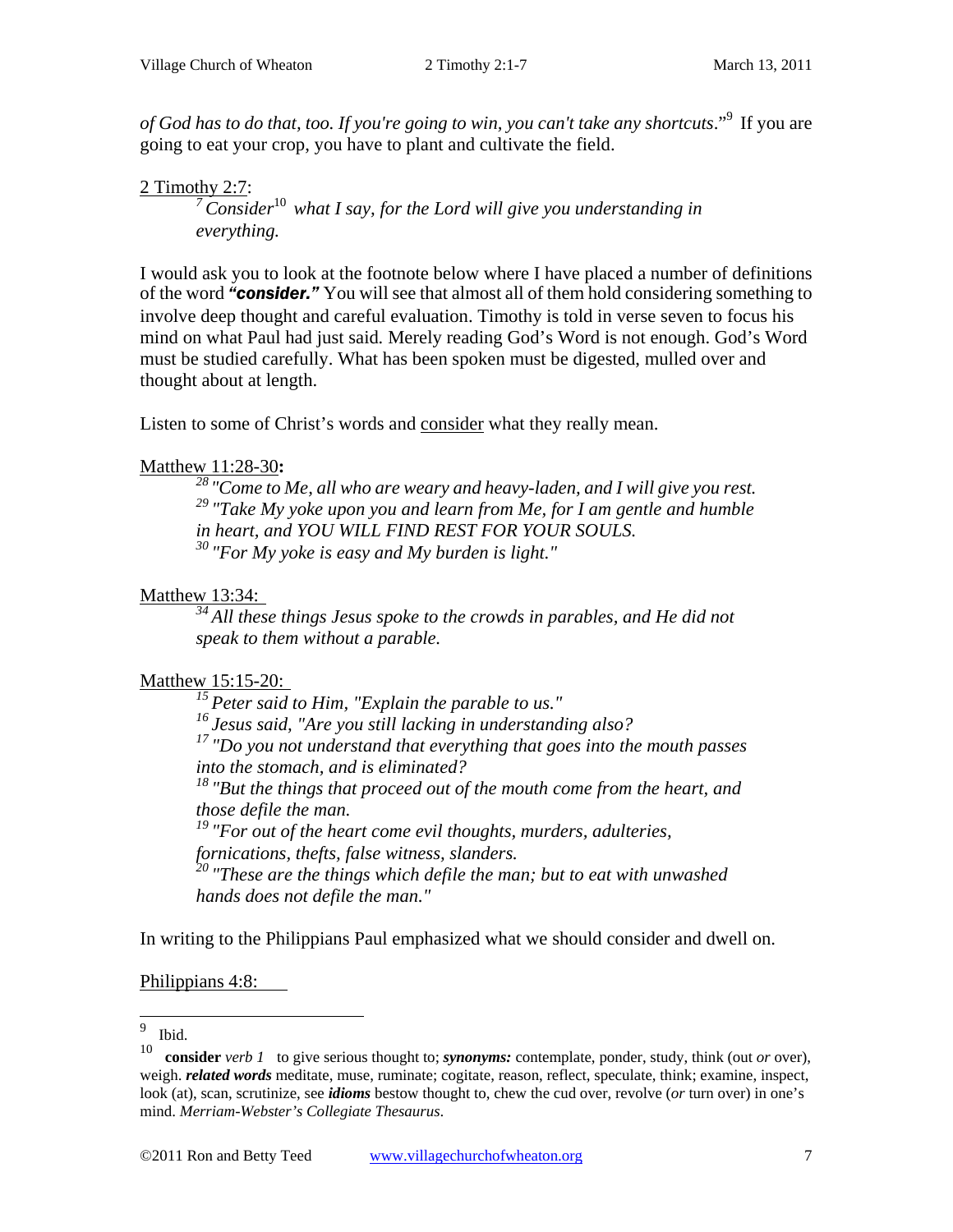*of God has to do that, too. If you're going to win, you can't take any shortcuts*."[9] If you are going to eat your crop, you have to plant and cultivate the field.

2 Timothy 2:7:

> [7] *Consider*[10] *what I say, for the Lord will give you understanding in everything.*

I would ask you to look at the footnote below where I have placed a number of definitions of the word ***"consider."*** You will see that almost all of them hold considering something to involve deep thought and careful evaluation. Timothy is told in verse seven to focus his mind on what Paul had just said. Merely reading God's Word is not enough. God's Word must be studied carefully. What has been spoken must be digested, mulled over and thought about at length.

Listen to some of Christ's words and consider what they really mean.

Matthew 11:28-30**:**

> [28] *"Come to Me, all who are weary and heavy-laden, and I will give you rest.*
> [29] *"Take My yoke upon you and learn from Me, for I am gentle and humble in heart, and YOU WILL FIND REST FOR YOUR SOULS.*
> [30] *"For My yoke is easy and My burden is light."*

Matthew 13:34:

> [34] *All these things Jesus spoke to the crowds in parables, and He did not speak to them without a parable.*

Matthew 15:15-20:

> [15] *Peter said to Him, "Explain the parable to us."*
> [16] *Jesus said, "Are you still lacking in understanding also?*
> [17] *"Do you not understand that everything that goes into the mouth passes into the stomach, and is eliminated?*
> [18] *"But the things that proceed out of the mouth come from the heart, and those defile the man.*
> [19] *"For out of the heart come evil thoughts, murders, adulteries, fornications, thefts, false witness, slanders.*
> [20] *"These are the things which defile the man; but to eat with unwashed hands does not defile the man."*

In writing to the Philippians Paul emphasized what we should consider and dwell on.

Philippians 4:8:

---

[9] Ibid.

[10] **consider** *verb 1* to give serious thought to; ***synonyms:*** contemplate, ponder, study, think (out *or* over), weigh. ***related words*** meditate, muse, ruminate; cogitate, reason, reflect, speculate, think; examine, inspect, look (at), scan, scrutinize, see ***idioms*** bestow thought to, chew the cud over, revolve (*or* turn over) in one's mind. *Merriam-Webster's Collegiate Thesaurus.*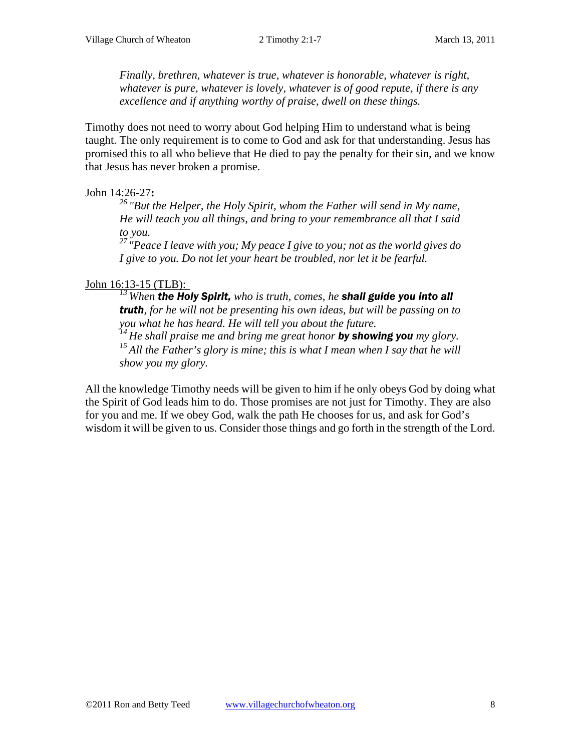> *Finally, brethren, whatever is true, whatever is honorable, whatever is right, whatever is pure, whatever is lovely, whatever is of good repute, if there is any excellence and if anything worthy of praise, dwell on these things.*

Timothy does not need to worry about God helping Him to understand what is being taught. The only requirement is to come to God and ask for that understanding. Jesus has promised this to all who believe that He died to pay the penalty for their sin, and we know that Jesus has never broken a promise.

<u>John 14:26-27</u>**:**

> [26] *"But the Helper, the Holy Spirit, whom the Father will send in My name, He will teach you all things, and bring to your remembrance all that I said to you.*
> [27] *"Peace I leave with you; My peace I give to you; not as the world gives do I give to you. Do not let your heart be troubled, nor let it be fearful.*

<u>John 16:13-15 (TLB):</u>

> [13] *When* ***the Holy Spirit,*** *who is truth, comes, he* ***shall guide you into all truth****, for he will not be presenting his own ideas, but will be passing on to you what he has heard. He will tell you about the future.*
> [14] *He shall praise me and bring me great honor* ***by showing you*** *my glory.*
> [15] *All the Father's glory is mine; this is what I mean when I say that he will show you my glory.*

All the knowledge Timothy needs will be given to him if he only obeys God by doing what the Spirit of God leads him to do. Those promises are not just for Timothy. They are also for you and me. If we obey God, walk the path He chooses for us, and ask for God's wisdom it will be given to us. Consider those things and go forth in the strength of the Lord.